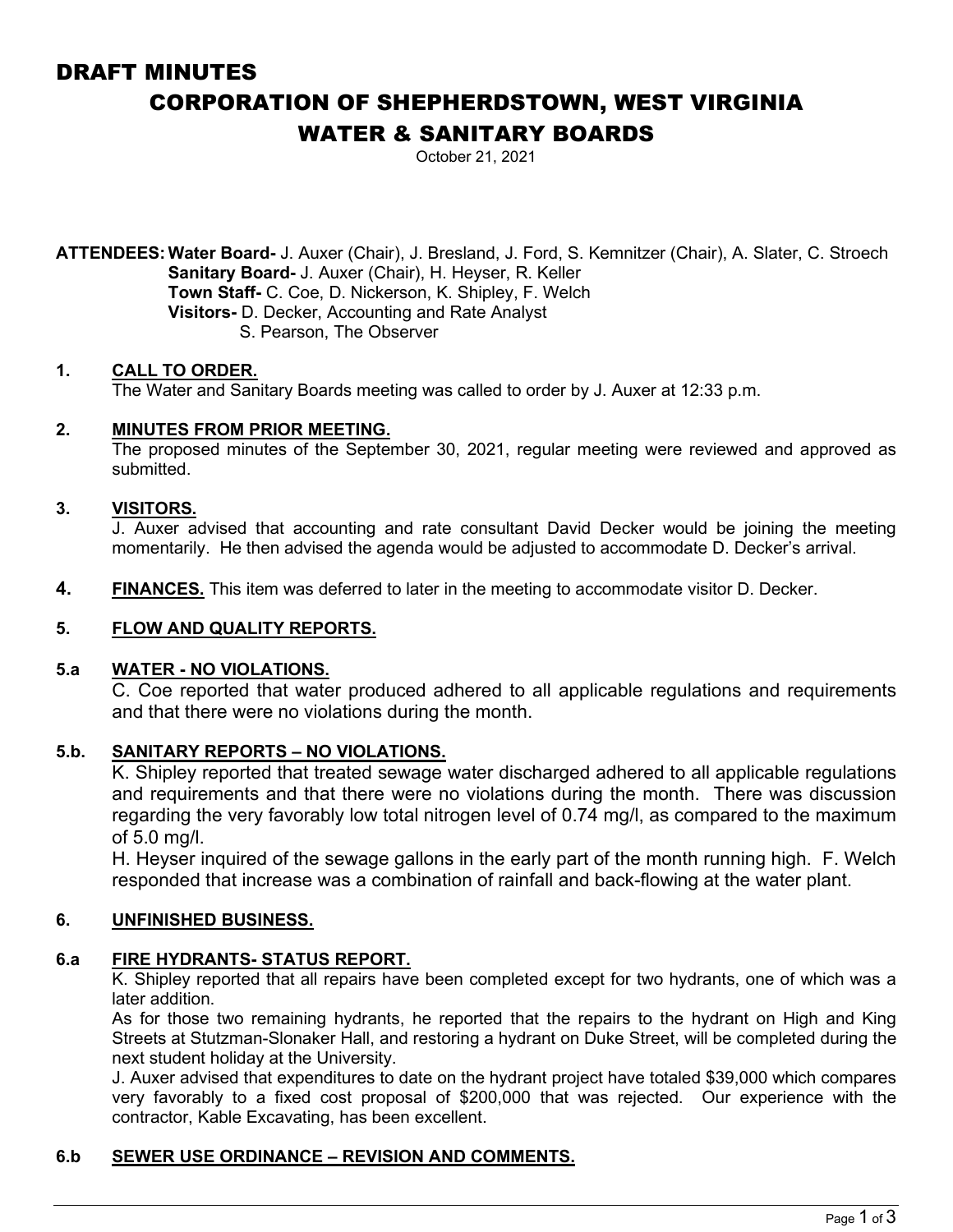# DRAFT MINUTES

## CORPORATION OF SHEPHERDSTOWN, WEST VIRGINIA

## WATER & SANITARY BOARDS

October 21, 2021

**ATTENDEES: Water Board-** J. Auxer (Chair), J. Bresland, J. Ford, S. Kemnitzer (Chair), A. Slater, C. Stroech
**Sanitary Board-** J. Auxer (Chair), H. Heyser, R. Keller
**Town Staff-** C. Coe, D. Nickerson, K. Shipley, F. Welch
**Visitors-** D. Decker, Accounting and Rate Analyst
S. Pearson, The Observer

### 1. CALL TO ORDER.

The Water and Sanitary Boards meeting was called to order by J. Auxer at 12:33 p.m.

### 2. MINUTES FROM PRIOR MEETING.

The proposed minutes of the September 30, 2021, regular meeting were reviewed and approved as submitted.

### 3. VISITORS.

J. Auxer advised that accounting and rate consultant David Decker would be joining the meeting momentarily. He then advised the agenda would be adjusted to accommodate D. Decker's arrival.

### 4. FINANCES.

This item was deferred to later in the meeting to accommodate visitor D. Decker.

### 5. FLOW AND QUALITY REPORTS.

### 5.a WATER - NO VIOLATIONS.

C. Coe reported that water produced adhered to all applicable regulations and requirements and that there were no violations during the month.

### 5.b. SANITARY REPORTS – NO VIOLATIONS.

K. Shipley reported that treated sewage water discharged adhered to all applicable regulations and requirements and that there were no violations during the month. There was discussion regarding the very favorably low total nitrogen level of 0.74 mg/l, as compared to the maximum of 5.0 mg/l.

H. Heyser inquired of the sewage gallons in the early part of the month running high. F. Welch responded that increase was a combination of rainfall and back-flowing at the water plant.

### 6. UNFINISHED BUSINESS.

### 6.a FIRE HYDRANTS- STATUS REPORT.

K. Shipley reported that all repairs have been completed except for two hydrants, one of which was a later addition.

As for those two remaining hydrants, he reported that the repairs to the hydrant on High and King Streets at Stutzman-Slonaker Hall, and restoring a hydrant on Duke Street, will be completed during the next student holiday at the University.

J. Auxer advised that expenditures to date on the hydrant project have totaled $39,000 which compares very favorably to a fixed cost proposal of $200,000 that was rejected. Our experience with the contractor, Kable Excavating, has been excellent.

### 6.b SEWER USE ORDINANCE – REVISION AND COMMENTS.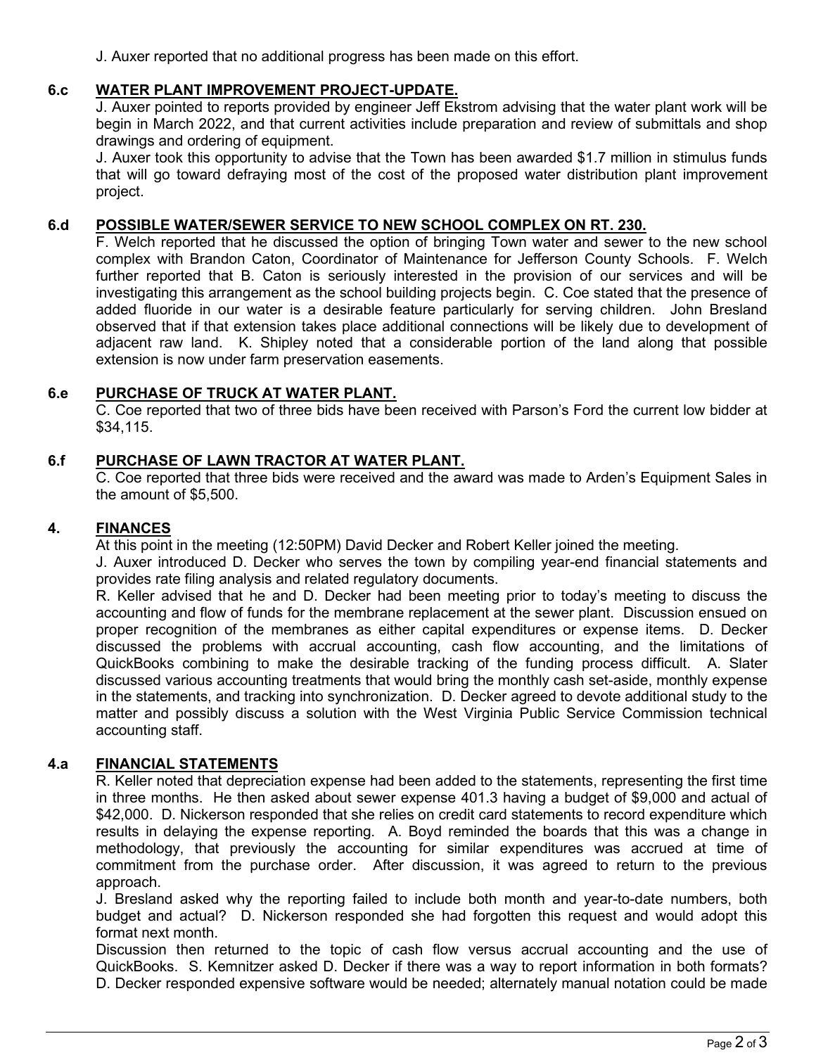J. Auxer reported that no additional progress has been made on this effort.

### 6.c WATER PLANT IMPROVEMENT PROJECT-UPDATE.

J. Auxer pointed to reports provided by engineer Jeff Ekstrom advising that the water plant work will be begin in March 2022, and that current activities include preparation and review of submittals and shop drawings and ordering of equipment.

J. Auxer took this opportunity to advise that the Town has been awarded $1.7 million in stimulus funds that will go toward defraying most of the cost of the proposed water distribution plant improvement project.

### 6.d POSSIBLE WATER/SEWER SERVICE TO NEW SCHOOL COMPLEX ON RT. 230.

F. Welch reported that he discussed the option of bringing Town water and sewer to the new school complex with Brandon Caton, Coordinator of Maintenance for Jefferson County Schools. F. Welch further reported that B. Caton is seriously interested in the provision of our services and will be investigating this arrangement as the school building projects begin. C. Coe stated that the presence of added fluoride in our water is a desirable feature particularly for serving children. John Bresland observed that if that extension takes place additional connections will be likely due to development of adjacent raw land. K. Shipley noted that a considerable portion of the land along that possible extension is now under farm preservation easements.

### 6.e PURCHASE OF TRUCK AT WATER PLANT.

C. Coe reported that two of three bids have been received with Parson's Ford the current low bidder at $34,115.

### 6.f PURCHASE OF LAWN TRACTOR AT WATER PLANT.

C. Coe reported that three bids were received and the award was made to Arden's Equipment Sales in the amount of $5,500.

### 4. FINANCES

At this point in the meeting (12:50PM) David Decker and Robert Keller joined the meeting.

J. Auxer introduced D. Decker who serves the town by compiling year-end financial statements and provides rate filing analysis and related regulatory documents.

R. Keller advised that he and D. Decker had been meeting prior to today's meeting to discuss the accounting and flow of funds for the membrane replacement at the sewer plant. Discussion ensued on proper recognition of the membranes as either capital expenditures or expense items. D. Decker discussed the problems with accrual accounting, cash flow accounting, and the limitations of QuickBooks combining to make the desirable tracking of the funding process difficult. A. Slater discussed various accounting treatments that would bring the monthly cash set-aside, monthly expense in the statements, and tracking into synchronization. D. Decker agreed to devote additional study to the matter and possibly discuss a solution with the West Virginia Public Service Commission technical accounting staff.

### 4.a FINANCIAL STATEMENTS

R. Keller noted that depreciation expense had been added to the statements, representing the first time in three months. He then asked about sewer expense 401.3 having a budget of $9,000 and actual of $42,000. D. Nickerson responded that she relies on credit card statements to record expenditure which results in delaying the expense reporting. A. Boyd reminded the boards that this was a change in methodology, that previously the accounting for similar expenditures was accrued at time of commitment from the purchase order. After discussion, it was agreed to return to the previous approach.

J. Bresland asked why the reporting failed to include both month and year-to-date numbers, both budget and actual? D. Nickerson responded she had forgotten this request and would adopt this format next month.

Discussion then returned to the topic of cash flow versus accrual accounting and the use of QuickBooks. S. Kemnitzer asked D. Decker if there was a way to report information in both formats? D. Decker responded expensive software would be needed; alternately manual notation could be made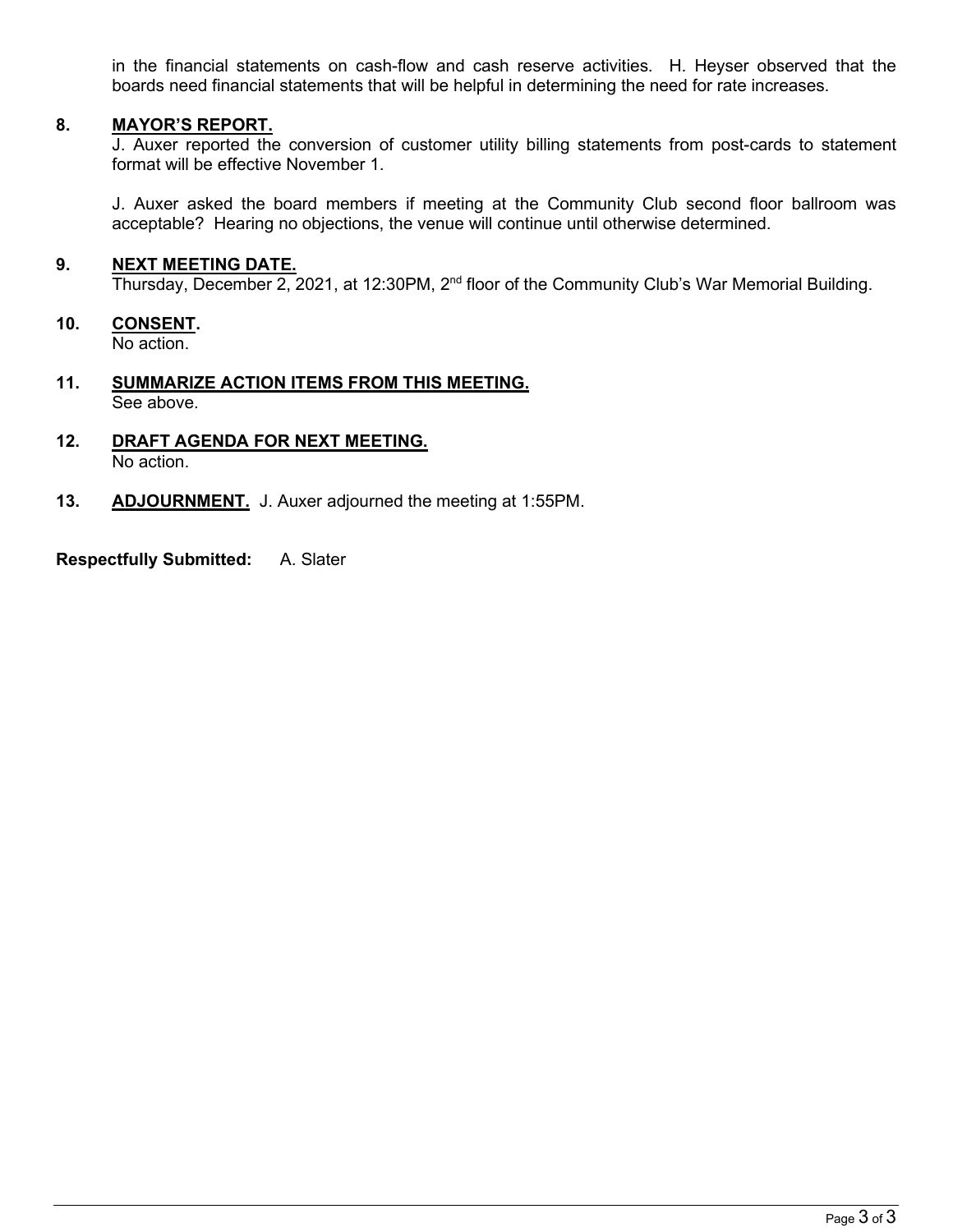in the financial statements on cash-flow and cash reserve activities. H. Heyser observed that the boards need financial statements that will be helpful in determining the need for rate increases.

**8. MAYOR'S REPORT.**

J. Auxer reported the conversion of customer utility billing statements from post-cards to statement format will be effective November 1.

J. Auxer asked the board members if meeting at the Community Club second floor ballroom was acceptable? Hearing no objections, the venue will continue until otherwise determined.

**9. NEXT MEETING DATE.**

Thursday, December 2, 2021, at 12:30PM, 2nd floor of the Community Club's War Memorial Building.

**10. CONSENT.**

No action.

**11. SUMMARIZE ACTION ITEMS FROM THIS MEETING.**

See above.

**12. DRAFT AGENDA FOR NEXT MEETING.**

No action.

**13. ADJOURNMENT.** J. Auxer adjourned the meeting at 1:55PM.

**Respectfully Submitted:** A. Slater